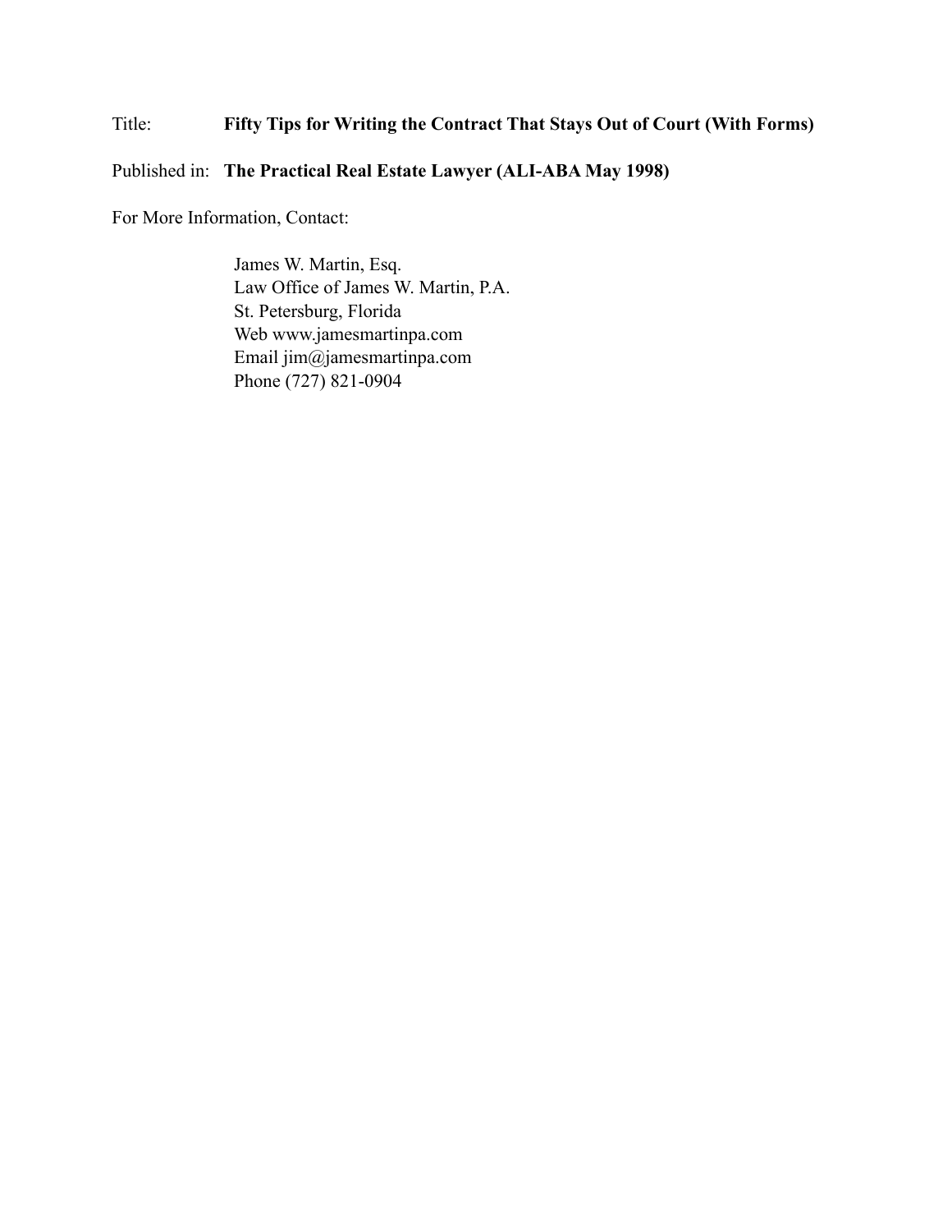Title: **Fifty Tips for Writing the Contract That Stays Out of Court (With Forms)**

Published in: **The Practical Real Estate Lawyer (ALI-ABA May 1998)**

For More Information, Contact:

James W. Martin, Esq.
Law Office of James W. Martin, P.A.
St. Petersburg, Florida
Web www.jamesmartinpa.com
Email jim@jamesmartinpa.com
Phone (727) 821-0904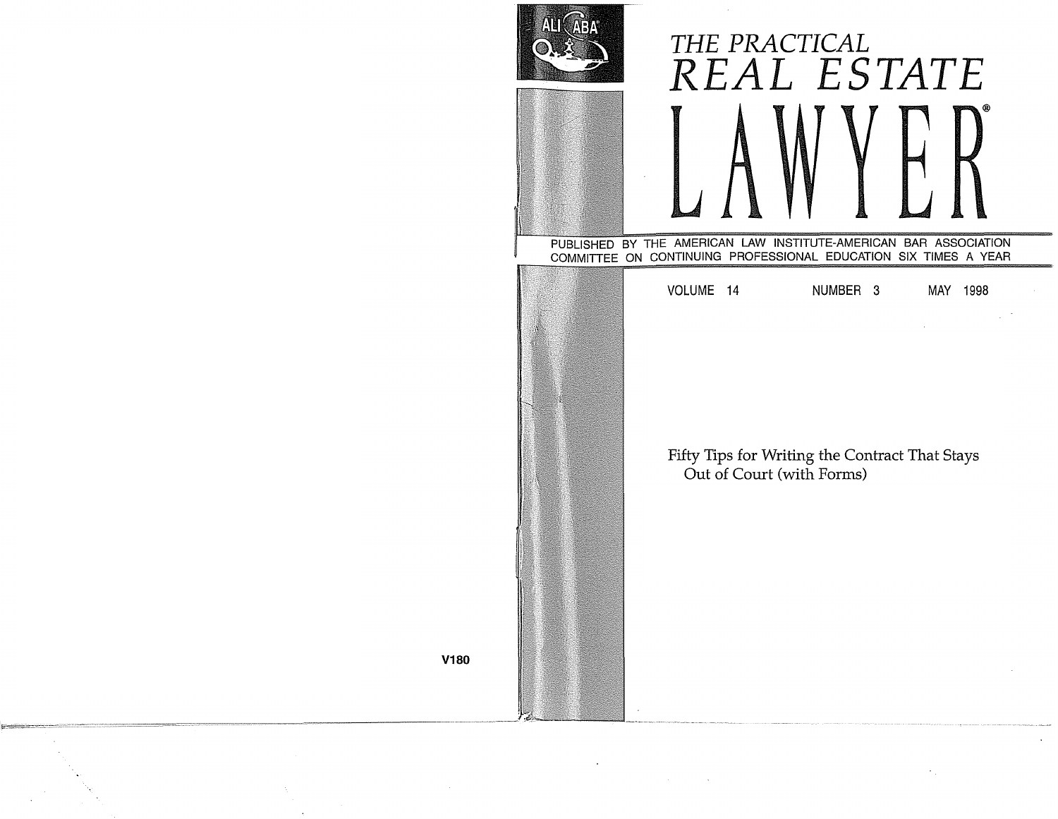ALI ABA

# THE PRACTICAL REAL ESTATE LAWYER®

PUBLISHED BY THE AMERICAN LAW INSTITUTE-AMERICAN BAR ASSOCIATION COMMITTEE ON CONTINUING PROFESSIONAL EDUCATION SIX TIMES A YEAR

VOLUME 14 NUMBER 3 MAY 1998

Fifty Tips for Writing the Contract That Stays Out of Court (with Forms)

V180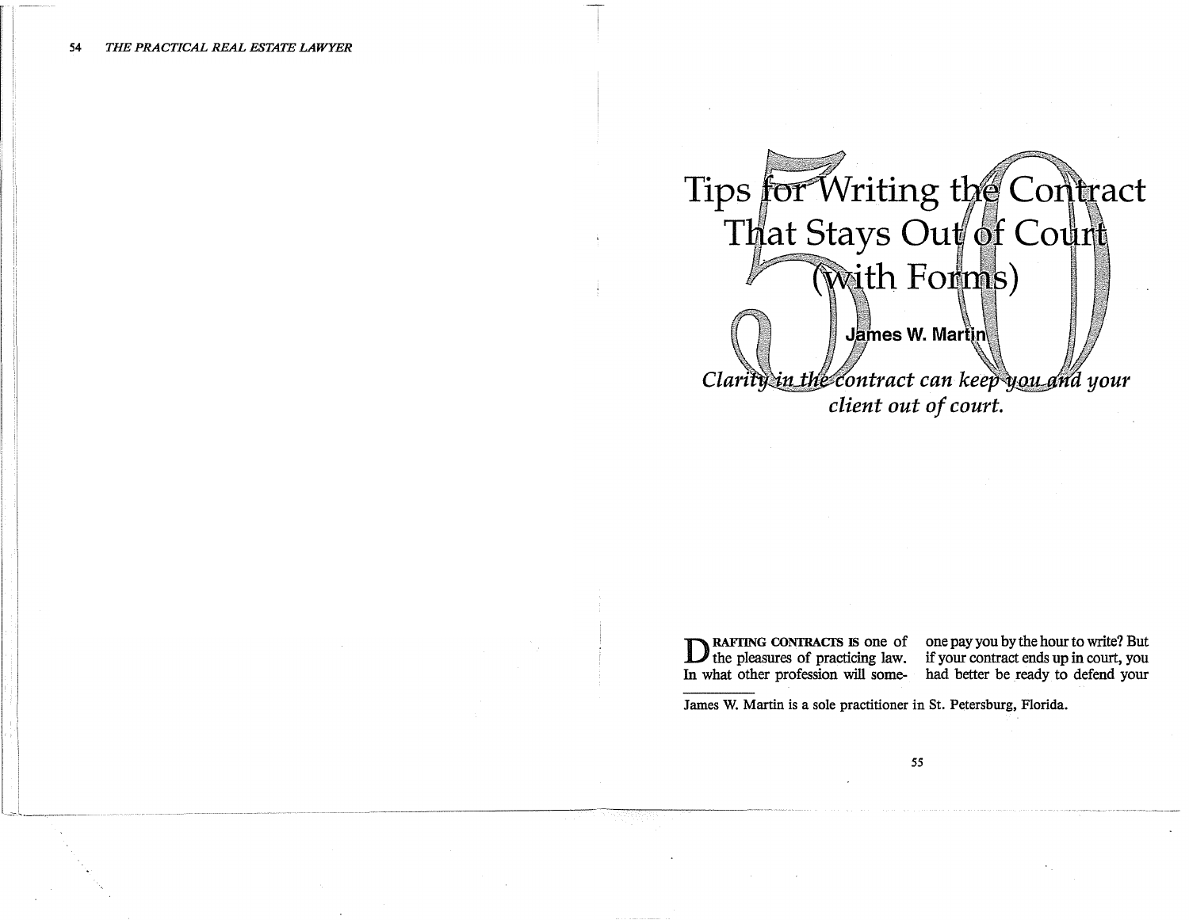# 50 Tips for Writing the Contract That Stays Out of Court (with Forms)

**James W. Martin**

*Clarity in the contract can keep you and your client out of court.*

DRAFTING CONTRACTS IS one of the pleasures of practicing law. In what other profession will someone pay you by the hour to write? But if your contract ends up in court, you had better be ready to defend your

James W. Martin is a sole practitioner in St. Petersburg, Florida.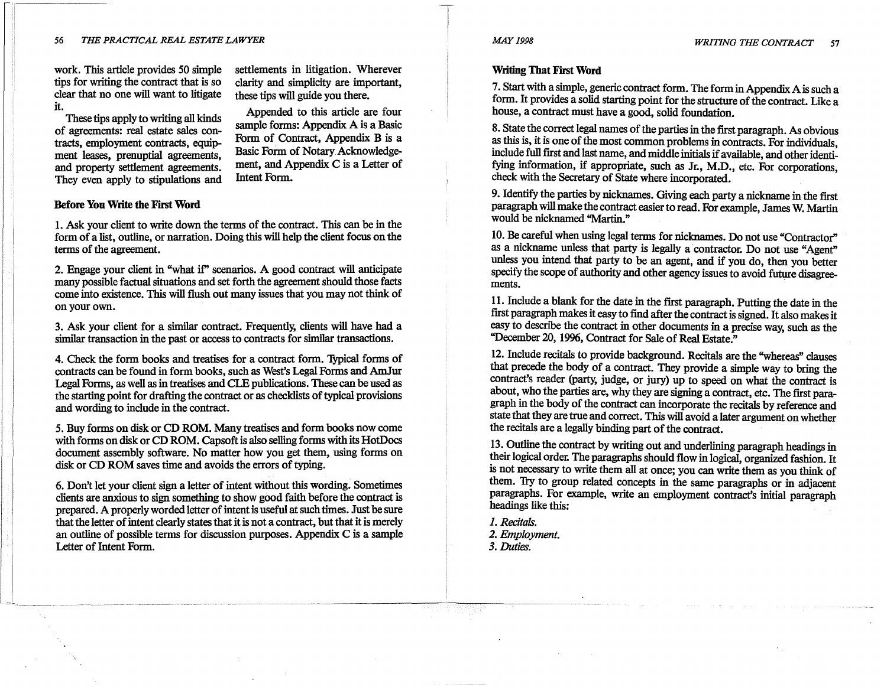work. This article provides 50 simple tips for writing the contract that is so clear that no one will want to litigate it.

These tips apply to writing all kinds of agreements: real estate sales contracts, employment contracts, equipment leases, prenuptial agreements, and property settlement agreements. They even apply to stipulations and settlements in litigation. Wherever clarity and simplicity are important, these tips will guide you there.

Appended to this article are four sample forms: Appendix A is a Basic Form of Contract, Appendix B is a Basic Form of Notary Acknowledgement, and Appendix C is a Letter of Intent Form.

### Before You Write the First Word

1. Ask your client to write down the terms of the contract. This can be in the form of a list, outline, or narration. Doing this will help the client focus on the terms of the agreement.

2. Engage your client in "what if" scenarios. A good contract will anticipate many possible factual situations and set forth the agreement should those facts come into existence. This will flush out many issues that you may not think of on your own.

3. Ask your client for a similar contract. Frequently, clients will have had a similar transaction in the past or access to contracts for similar transactions.

4. Check the form books and treatises for a contract form. Typical forms of contracts can be found in form books, such as West's Legal Forms and AmJur Legal Forms, as well as in treatises and CLE publications. These can be used as the starting point for drafting the contract or as checklists of typical provisions and wording to include in the contract.

5. Buy forms on disk or CD ROM. Many treatises and form books now come with forms on disk or CD ROM. Capsoft is also selling forms with its HotDocs document assembly software. No matter how you get them, using forms on disk or CD ROM saves time and avoids the errors of typing.

6. Don't let your client sign a letter of intent without this wording. Sometimes clients are anxious to sign something to show good faith before the contract is prepared. A properly worded letter of intent is useful at such times. Just be sure that the letter of intent clearly states that it is not a contract, but that it is merely an outline of possible terms for discussion purposes. Appendix C is a sample Letter of Intent Form.

### Writing That First Word

7. Start with a simple, generic contract form. The form in Appendix A is such a form. It provides a solid starting point for the structure of the contract. Like a house, a contract must have a good, solid foundation.

8. State the correct legal names of the parties in the first paragraph. As obvious as this is, it is one of the most common problems in contracts. For individuals, include full first and last name, and middle initials if available, and other identifying information, if appropriate, such as Jr., M.D., etc. For corporations, check with the Secretary of State where incorporated.

9. Identify the parties by nicknames. Giving each party a nickname in the first paragraph will make the contract easier to read. For example, James W. Martin would be nicknamed "Martin."

10. Be careful when using legal terms for nicknames. Do not use "Contractor" as a nickname unless that party is legally a contractor. Do not use "Agent" unless you intend that party to be an agent, and if you do, then you better specify the scope of authority and other agency issues to avoid future disagreements.

11. Include a blank for the date in the first paragraph. Putting the date in the first paragraph makes it easy to find after the contract is signed. It also makes it easy to describe the contract in other documents in a precise way, such as the "December 20, 1996, Contract for Sale of Real Estate."

12. Include recitals to provide background. Recitals are the "whereas" clauses that precede the body of a contract. They provide a simple way to bring the contract's reader (party, judge, or jury) up to speed on what the contract is about, who the parties are, why they are signing a contract, etc. The first paragraph in the body of the contract can incorporate the recitals by reference and state that they are true and correct. This will avoid a later argument on whether the recitals are a legally binding part of the contract.

13. Outline the contract by writing out and underlining paragraph headings in their logical order. The paragraphs should flow in logical, organized fashion. It is not necessary to write them all at once; you can write them as you think of them. Try to group related concepts in the same paragraphs or in adjacent paragraphs. For example, write an employment contract's initial paragraph headings like this:

*1. Recitals.*
*2. Employment.*
*3. Duties.*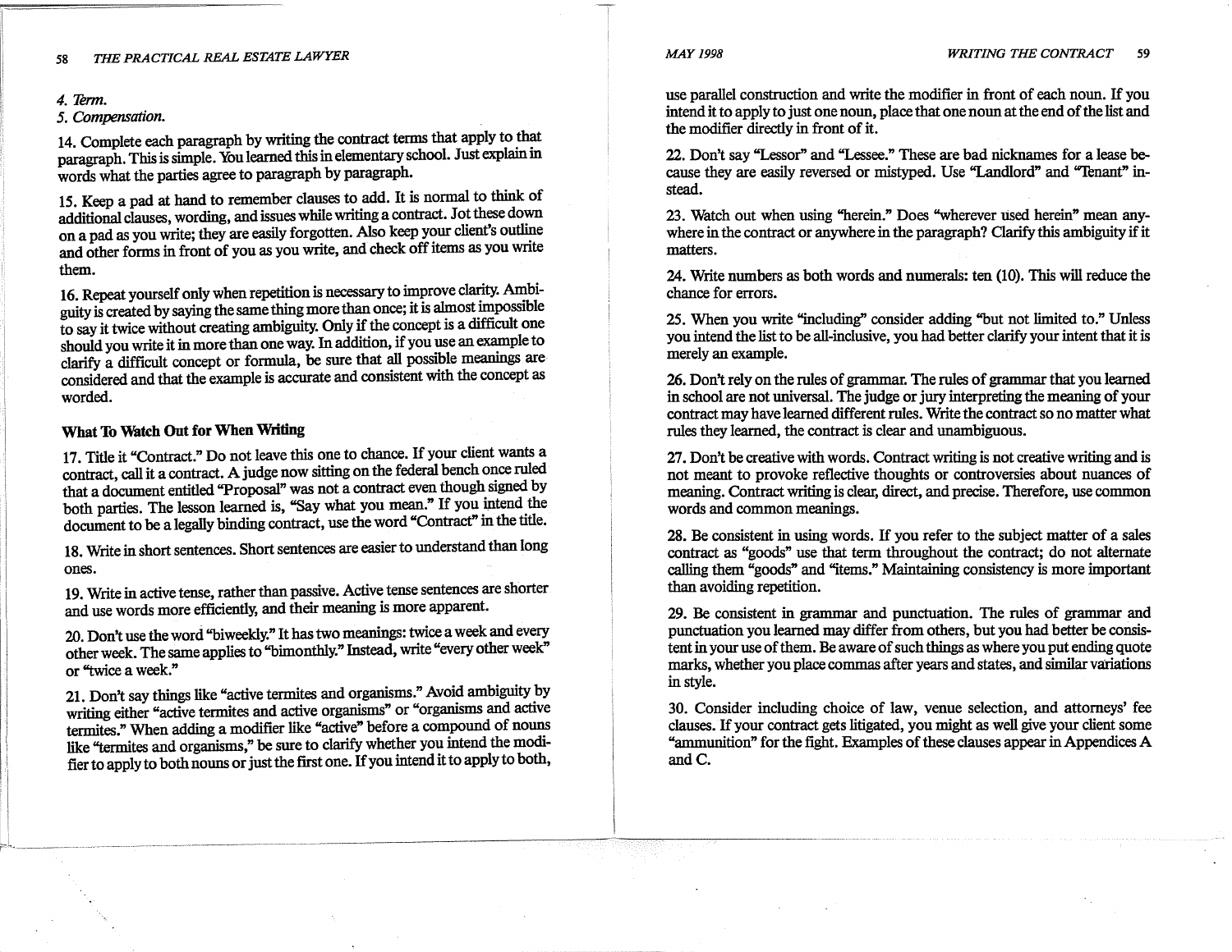*4. Term.*
*5. Compensation.*

14. Complete each paragraph by writing the contract terms that apply to that paragraph. This is simple. You learned this in elementary school. Just explain in words what the parties agree to paragraph by paragraph.

15. Keep a pad at hand to remember clauses to add. It is normal to think of additional clauses, wording, and issues while writing a contract. Jot these down on a pad as you write; they are easily forgotten. Also keep your client's outline and other forms in front of you as you write, and check off items as you write them.

16. Repeat yourself only when repetition is necessary to improve clarity. Ambiguity is created by saying the same thing more than once; it is almost impossible to say it twice without creating ambiguity. Only if the concept is a difficult one should you write it in more than one way. In addition, if you use an example to clarify a difficult concept or formula, be sure that all possible meanings are considered and that the example is accurate and consistent with the concept as worded.

### What To Watch Out for When Writing

17. Title it "Contract." Do not leave this one to chance. If your client wants a contract, call it a contract. A judge now sitting on the federal bench once ruled that a document entitled "Proposal" was not a contract even though signed by both parties. The lesson learned is, "Say what you mean." If you intend the document to be a legally binding contract, use the word "Contract" in the title.

18. Write in short sentences. Short sentences are easier to understand than long ones.

19. Write in active tense, rather than passive. Active tense sentences are shorter and use words more efficiently, and their meaning is more apparent.

20. Don't use the word "biweekly." It has two meanings: twice a week and every other week. The same applies to "bimonthly." Instead, write "every other week" or "twice a week."

21. Don't say things like "active termites and organisms." Avoid ambiguity by writing either "active termites and active organisms" or "organisms and active termites." When adding a modifier like "active" before a compound of nouns like "termites and organisms," be sure to clarify whether you intend the modifier to apply to both nouns or just the first one. If you intend it to apply to both, use parallel construction and write the modifier in front of each noun. If you intend it to apply to just one noun, place that one noun at the end of the list and the modifier directly in front of it.

22. Don't say "Lessor" and "Lessee." These are bad nicknames for a lease because they are easily reversed or mistyped. Use "Landlord" and "Tenant" instead.

23. Watch out when using "herein." Does "wherever used herein" mean anywhere in the contract or anywhere in the paragraph? Clarify this ambiguity if it matters.

24. Write numbers as both words and numerals: ten (10). This will reduce the chance for errors.

25. When you write "including" consider adding "but not limited to." Unless you intend the list to be all-inclusive, you had better clarify your intent that it is merely an example.

26. Don't rely on the rules of grammar. The rules of grammar that you learned in school are not universal. The judge or jury interpreting the meaning of your contract may have learned different rules. Write the contract so no matter what rules they learned, the contract is clear and unambiguous.

27. Don't be creative with words. Contract writing is not creative writing and is not meant to provoke reflective thoughts or controversies about nuances of meaning. Contract writing is clear, direct, and precise. Therefore, use common words and common meanings.

28. Be consistent in using words. If you refer to the subject matter of a sales contract as "goods" use that term throughout the contract; do not alternate calling them "goods" and "items." Maintaining consistency is more important than avoiding repetition.

29. Be consistent in grammar and punctuation. The rules of grammar and punctuation you learned may differ from others, but you had better be consistent in your use of them. Be aware of such things as where you put ending quote marks, whether you place commas after years and states, and similar variations in style.

30. Consider including choice of law, venue selection, and attorneys' fee clauses. If your contract gets litigated, you might as well give your client some "ammunition" for the fight. Examples of these clauses appear in Appendices A and C.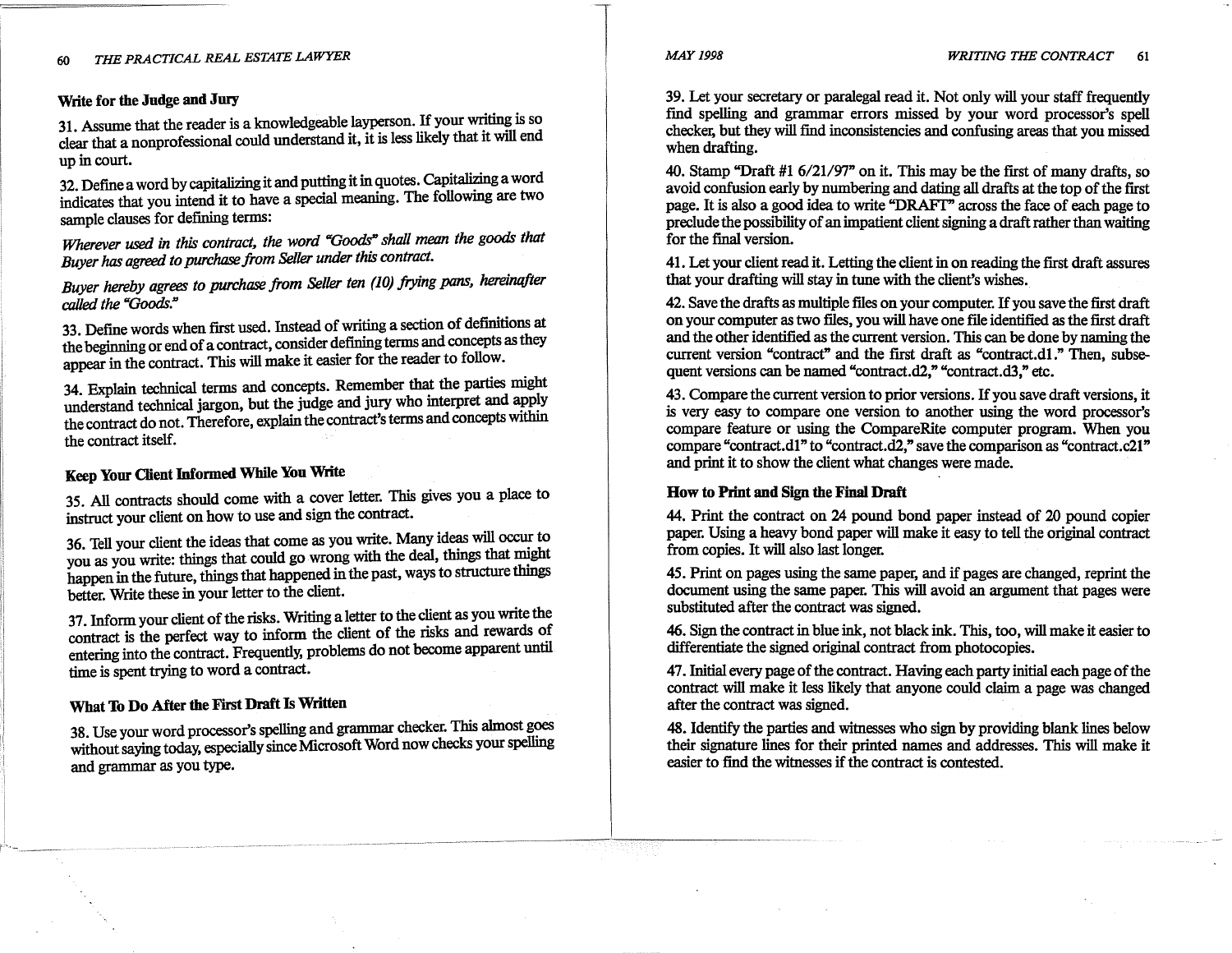### Write for the Judge and Jury

31. Assume that the reader is a knowledgeable layperson. If your writing is so clear that a nonprofessional could understand it, it is less likely that it will end up in court.

32. Define a word by capitalizing it and putting it in quotes. Capitalizing a word indicates that you intend it to have a special meaning. The following are two sample clauses for defining terms:

*Wherever used in this contract, the word "Goods" shall mean the goods that Buyer has agreed to purchase from Seller under this contract.*

*Buyer hereby agrees to purchase from Seller ten (10) frying pans, hereinafter called the "Goods."*

33. Define words when first used. Instead of writing a section of definitions at the beginning or end of a contract, consider defining terms and concepts as they appear in the contract. This will make it easier for the reader to follow.

34. Explain technical terms and concepts. Remember that the parties might understand technical jargon, but the judge and jury who interpret and apply the contract do not. Therefore, explain the contract's terms and concepts within the contract itself.

### Keep Your Client Informed While You Write

35. All contracts should come with a cover letter. This gives you a place to instruct your client on how to use and sign the contract.

36. Tell your client the ideas that come as you write. Many ideas will occur to you as you write: things that could go wrong with the deal, things that might happen in the future, things that happened in the past, ways to structure things better. Write these in your letter to the client.

37. Inform your client of the risks. Writing a letter to the client as you write the contract is the perfect way to inform the client of the risks and rewards of entering into the contract. Frequently, problems do not become apparent until time is spent trying to word a contract.

### What To Do After the First Draft Is Written

38. Use your word processor's spelling and grammar checker. This almost goes without saying today, especially since Microsoft Word now checks your spelling and grammar as you type.

39. Let your secretary or paralegal read it. Not only will your staff frequently find spelling and grammar errors missed by your word processor's spell checker, but they will find inconsistencies and confusing areas that you missed when drafting.

40. Stamp "Draft #1 6/21/97" on it. This may be the first of many drafts, so avoid confusion early by numbering and dating all drafts at the top of the first page. It is also a good idea to write "DRAFT" across the face of each page to preclude the possibility of an impatient client signing a draft rather than waiting for the final version.

41. Let your client read it. Letting the client in on reading the first draft assures that your drafting will stay in tune with the client's wishes.

42. Save the drafts as multiple files on your computer. If you save the first draft on your computer as two files, you will have one file identified as the first draft and the other identified as the current version. This can be done by naming the current version "contract" and the first draft as "contract.d1." Then, subsequent versions can be named "contract.d2," "contract.d3," etc.

43. Compare the current version to prior versions. If you save draft versions, it is very easy to compare one version to another using the word processor's compare feature or using the CompareRite computer program. When you compare "contract.d1" to "contract.d2," save the comparison as "contract.c21" and print it to show the client what changes were made.

### How to Print and Sign the Final Draft

44. Print the contract on 24 pound bond paper instead of 20 pound copier paper. Using a heavy bond paper will make it easy to tell the original contract from copies. It will also last longer.

45. Print on pages using the same paper, and if pages are changed, reprint the document using the same paper. This will avoid an argument that pages were substituted after the contract was signed.

46. Sign the contract in blue ink, not black ink. This, too, will make it easier to differentiate the signed original contract from photocopies.

47. Initial every page of the contract. Having each party initial each page of the contract will make it less likely that anyone could claim a page was changed after the contract was signed.

48. Identify the parties and witnesses who sign by providing blank lines below their signature lines for their printed names and addresses. This will make it easier to find the witnesses if the contract is contested.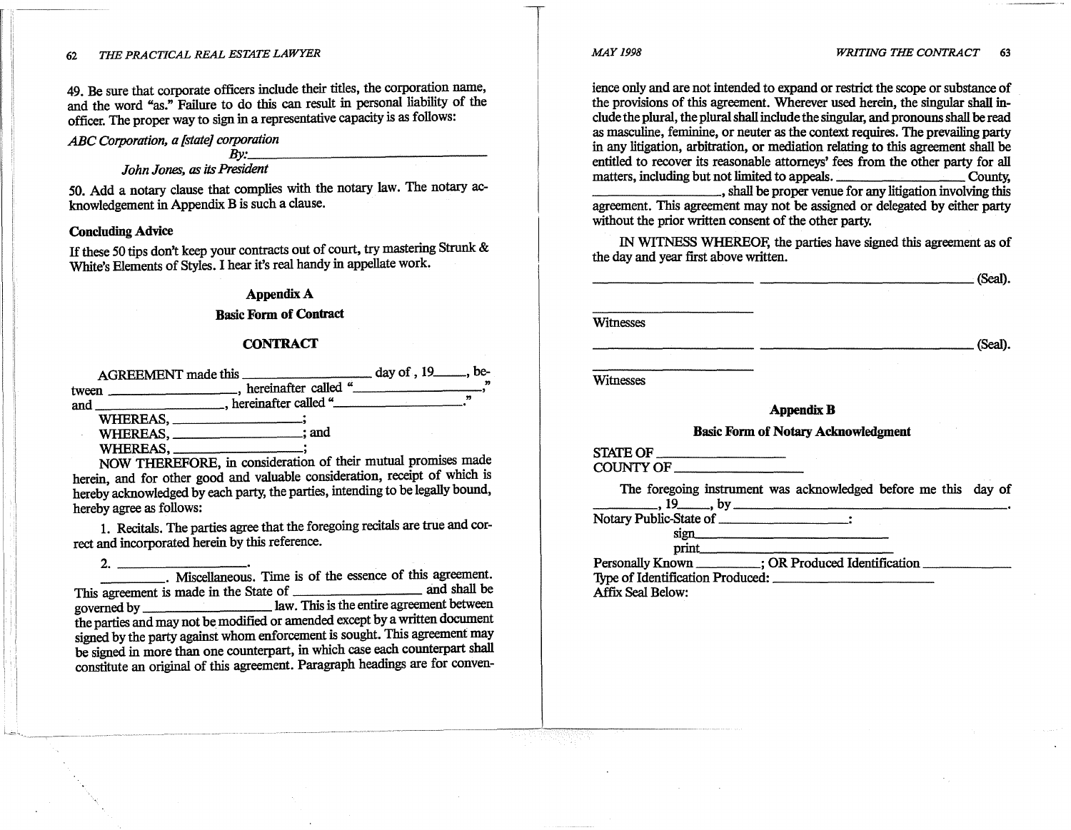49. Be sure that corporate officers include their titles, the corporation name, and the word "as." Failure to do this can result in personal liability of the officer. The proper way to sign in a representative capacity is as follows:

*ABC Corporation, a [state] corporation*
*By:*\_\_\_\_\_\_\_\_\_\_\_\_\_\_\_\_\_\_\_\_\_\_\_\_\_\_\_\_\_\_
*John Jones, as its President*

50. Add a notary clause that complies with the notary law. The notary acknowledgement in Appendix B is such a clause.

**Concluding Advice**

If these 50 tips don't keep your contracts out of court, try mastering Strunk & White's Elements of Styles. I hear it's real handy in appellate work.

## Appendix A

### Basic Form of Contract

### CONTRACT

AGREEMENT made this \_\_\_\_\_\_\_\_\_\_\_\_\_\_\_\_\_\_ day of , 19\_\_\_\_\_, between \_\_\_\_\_\_\_\_\_\_\_\_\_\_\_\_\_\_, hereinafter called "\_\_\_\_\_\_\_\_\_\_\_\_\_\_\_\_\_\_," and \_\_\_\_\_\_\_\_\_\_\_\_\_\_\_\_\_\_, hereinafter called "\_\_\_\_\_\_\_\_\_\_\_\_\_\_\_\_\_\_."

WHEREAS, \_\_\_\_\_\_\_\_\_\_\_\_\_\_\_\_\_\_;

WHEREAS, \_\_\_\_\_\_\_\_\_\_\_\_\_\_\_\_\_\_; and

WHEREAS, \_\_\_\_\_\_\_\_\_\_\_\_\_\_\_\_\_\_;

NOW THEREFORE, in consideration of their mutual promises made herein, and for other good and valuable consideration, receipt of which is hereby acknowledged by each party, the parties, intending to be legally bound, hereby agree as follows:

1. Recitals. The parties agree that the foregoing recitals are true and correct and incorporated herein by this reference.

2. \_\_\_\_\_\_\_\_\_\_\_\_\_\_\_\_\_\_.

\_\_\_\_\_\_\_\_\_\_. Miscellaneous. Time is of the essence of this agreement. This agreement is made in the State of \_\_\_\_\_\_\_\_\_\_\_\_\_\_\_\_\_\_ and shall be governed by \_\_\_\_\_\_\_\_\_\_\_\_\_\_\_\_\_\_ law. This is the entire agreement between the parties and may not be modified or amended except by a written document signed by the party against whom enforcement is sought. This agreement may be signed in more than one counterpart, in which case each counterpart shall constitute an original of this agreement. Paragraph headings are for convenience only and are not intended to expand or restrict the scope or substance of the provisions of this agreement. Wherever used herein, the singular shall include the plural, the plural shall include the singular, and pronouns shall be read as masculine, feminine, or neuter as the context requires. The prevailing party in any litigation, arbitration, or mediation relating to this agreement shall be entitled to recover its reasonable attorneys' fees from the other party for all matters, including but not limited to appeals. \_\_\_\_\_\_\_\_\_\_\_\_\_\_\_\_\_\_ County, \_\_\_\_\_\_\_\_\_\_\_\_\_\_\_\_\_\_, shall be proper venue for any litigation involving this agreement. This agreement may not be assigned or delegated by either party without the prior written consent of the other party.

IN WITNESS WHEREOF, the parties have signed this agreement as of the day and year first above written.

\_\_\_\_\_\_\_\_\_\_\_\_\_\_\_\_\_\_ \_\_\_\_\_\_\_\_\_\_\_\_\_\_\_\_\_\_\_\_\_\_\_\_ (Seal).

\_\_\_\_\_\_\_\_\_\_\_\_\_\_\_\_\_\_
Witnesses

\_\_\_\_\_\_\_\_\_\_\_\_\_\_\_\_\_\_ \_\_\_\_\_\_\_\_\_\_\_\_\_\_\_\_\_\_\_\_\_\_\_\_ (Seal).

\_\_\_\_\_\_\_\_\_\_\_\_\_\_\_\_\_\_
Witnesses

## Appendix B

### Basic Form of Notary Acknowledgment

STATE OF \_\_\_\_\_\_\_\_\_\_\_\_\_\_\_\_\_\_
COUNTY OF \_\_\_\_\_\_\_\_\_\_\_\_\_\_\_\_\_\_

The foregoing instrument was acknowledged before me this day of \_\_\_\_\_\_\_\_\_\_, 19\_\_\_\_\_, by \_\_\_\_\_\_\_\_\_\_\_\_\_\_\_\_\_\_\_\_\_\_\_\_\_\_\_\_\_\_.

Notary Public-State of \_\_\_\_\_\_\_\_\_\_\_\_\_\_\_\_\_\_:
sign\_\_\_\_\_\_\_\_\_\_\_\_\_\_\_\_\_\_\_\_\_\_\_\_
print\_\_\_\_\_\_\_\_\_\_\_\_\_\_\_\_\_\_\_\_\_\_\_\_

Personally Known \_\_\_\_\_\_\_\_\_\_; OR Produced Identification \_\_\_\_\_\_\_\_\_\_\_\_\_\_
Type of Identification Produced: \_\_\_\_\_\_\_\_\_\_\_\_\_\_\_\_\_\_\_\_\_\_\_\_
Affix Seal Below: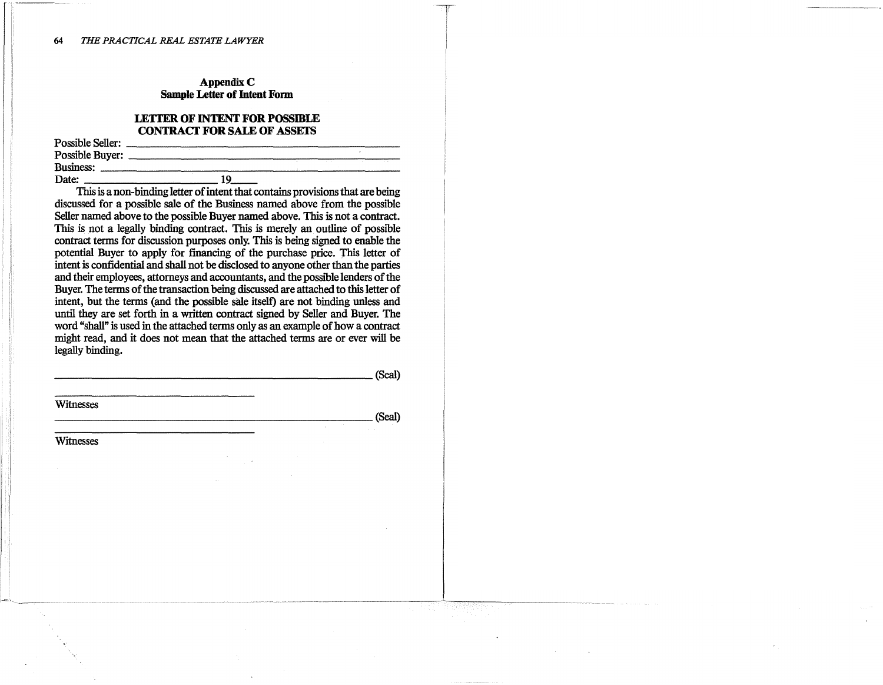## Appendix C
## Sample Letter of Intent Form

### LETTER OF INTENT FOR POSSIBLE CONTRACT FOR SALE OF ASSETS

Possible Seller: ______________________________________________

Possible Buyer: ______________________________________________

Business: ______________________________________________

Date: ______________________ 19____

This is a non-binding letter of intent that contains provisions that are being discussed for a possible sale of the Business named above from the possible Seller named above to the possible Buyer named above. This is not a contract. This is not a legally binding contract. This is merely an outline of possible contract terms for discussion purposes only. This is being signed to enable the potential Buyer to apply for financing of the purchase price. This letter of intent is confidential and shall not be disclosed to anyone other than the parties and their employees, attorneys and accountants, and the possible lenders of the Buyer. The terms of the transaction being discussed are attached to this letter of intent, but the terms (and the possible sale itself) are not binding unless and until they are set forth in a written contract signed by Seller and Buyer. The word "shall" is used in the attached terms only as an example of how a contract might read, and it does not mean that the attached terms are or ever will be legally binding.

______________________________________________ (Seal)

______________________________

Witnesses

______________________________________________ (Seal)

______________________________

Witnesses